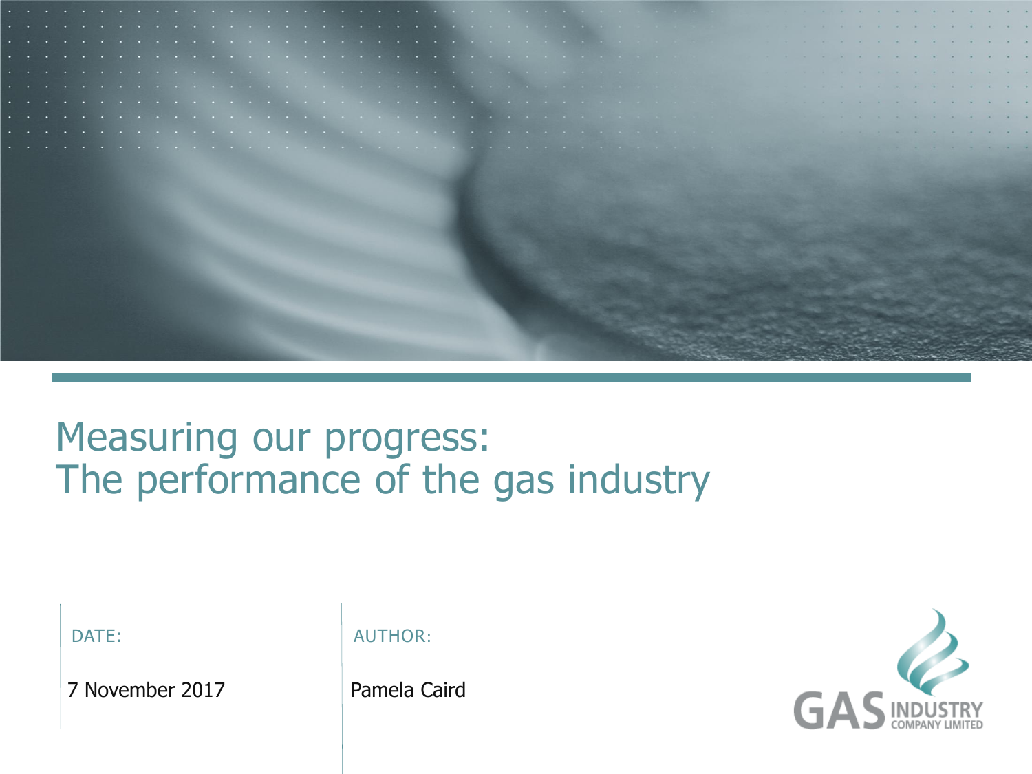# Measuring our progress: The performance of the gas industry

DATE:

7 November 2017

AUTHOR:

Pamela Caird

GAS INDUSTRY COMPANY LIMITED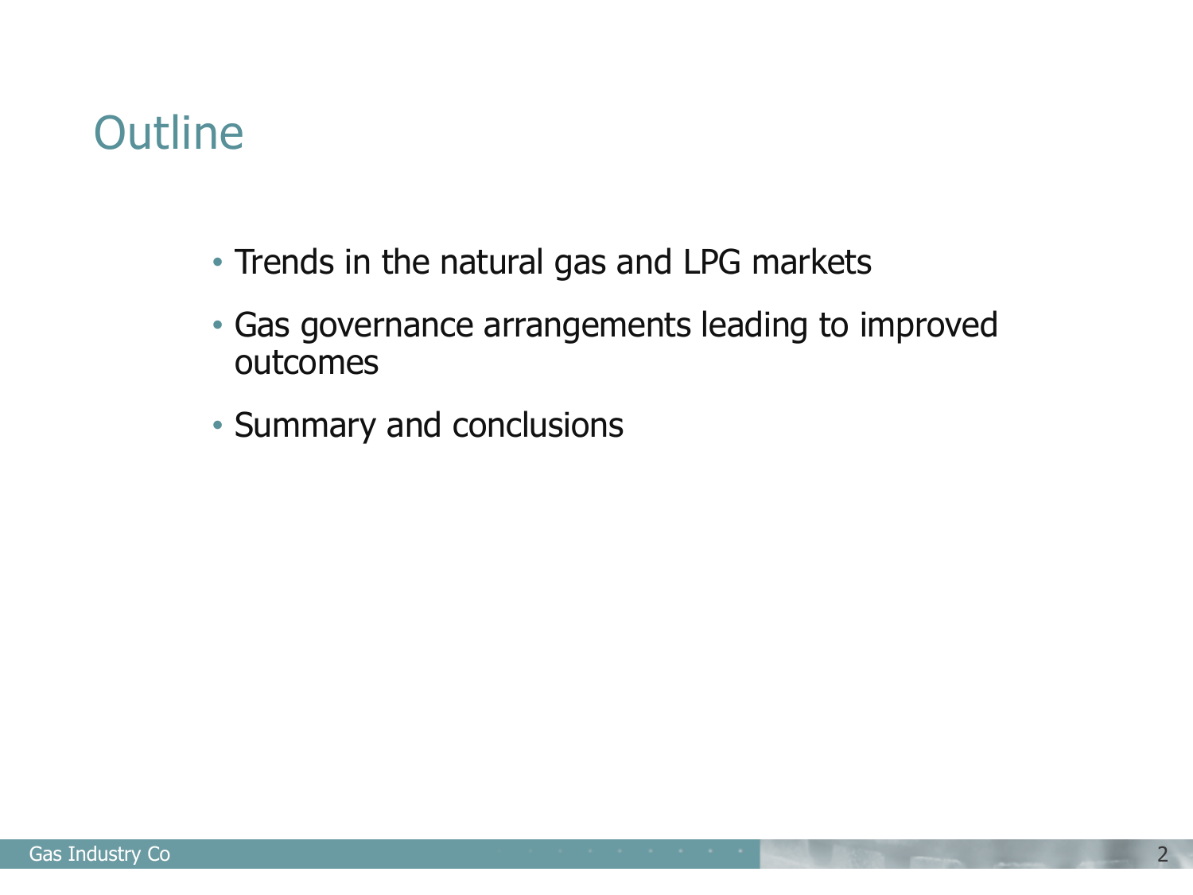# Outline

- Trends in the natural gas and LPG markets
- Gas governance arrangements leading to improved outcomes
- Summary and conclusions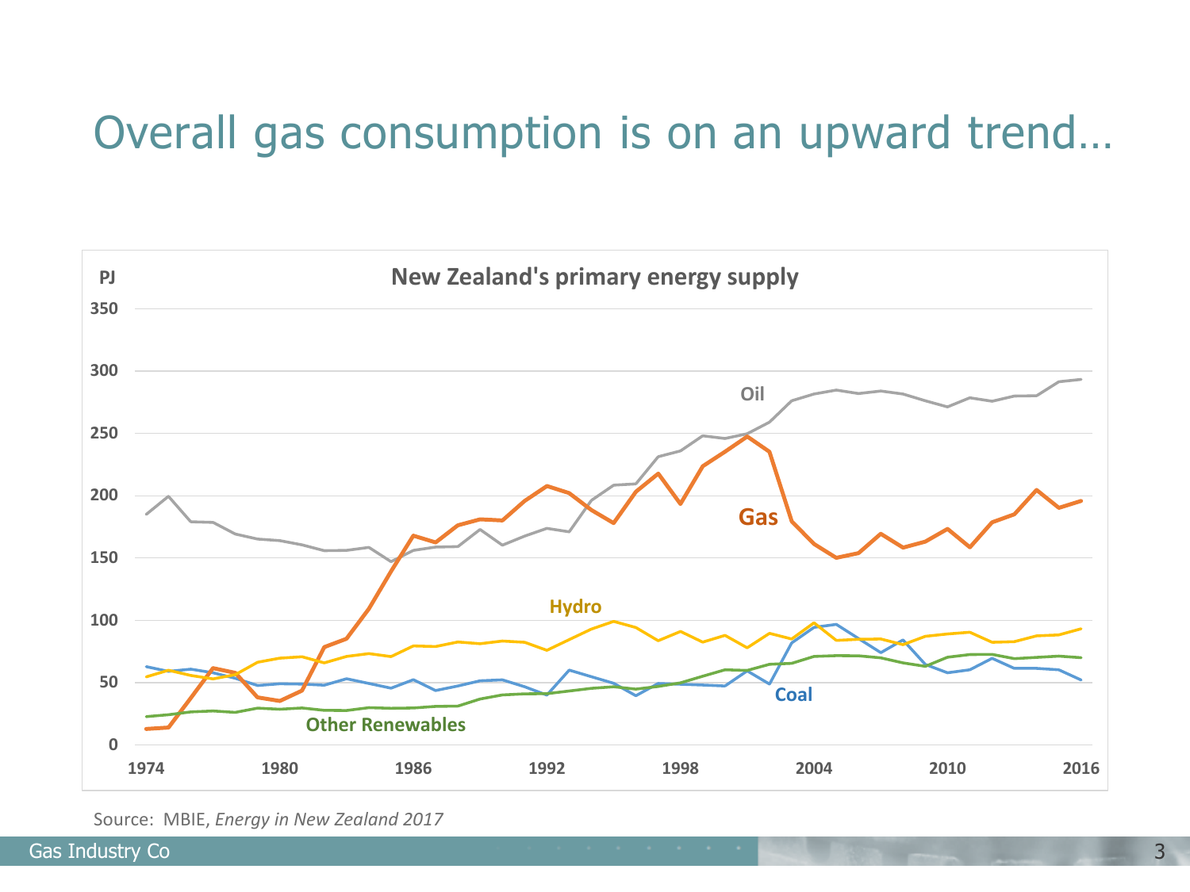# Overall gas consumption is on an upward trend…

**New Zealand's primary energy supply**

PJ

Source: MBIE, *Energy in New Zealand 2017*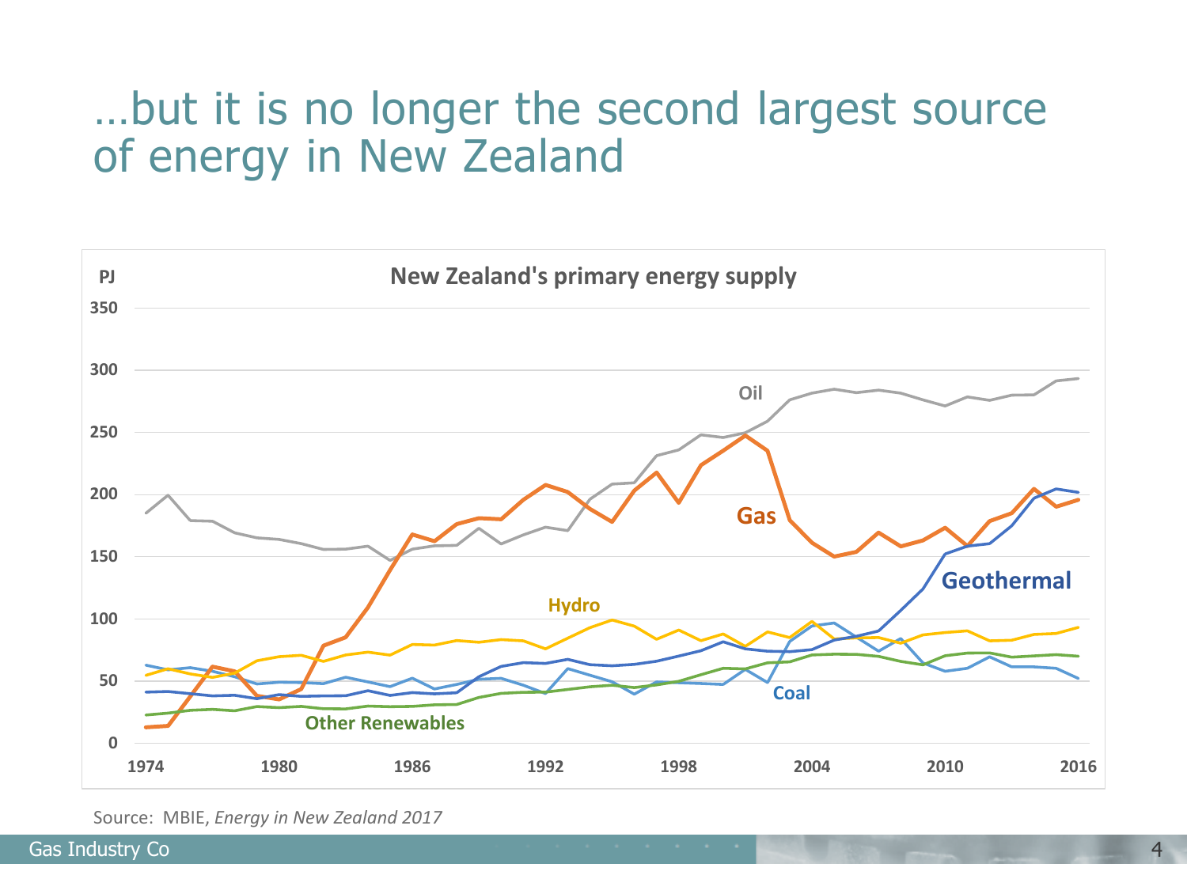# …but it is no longer the second largest source of energy in New Zealand

Source: MBIE, *Energy in New Zealand 2017*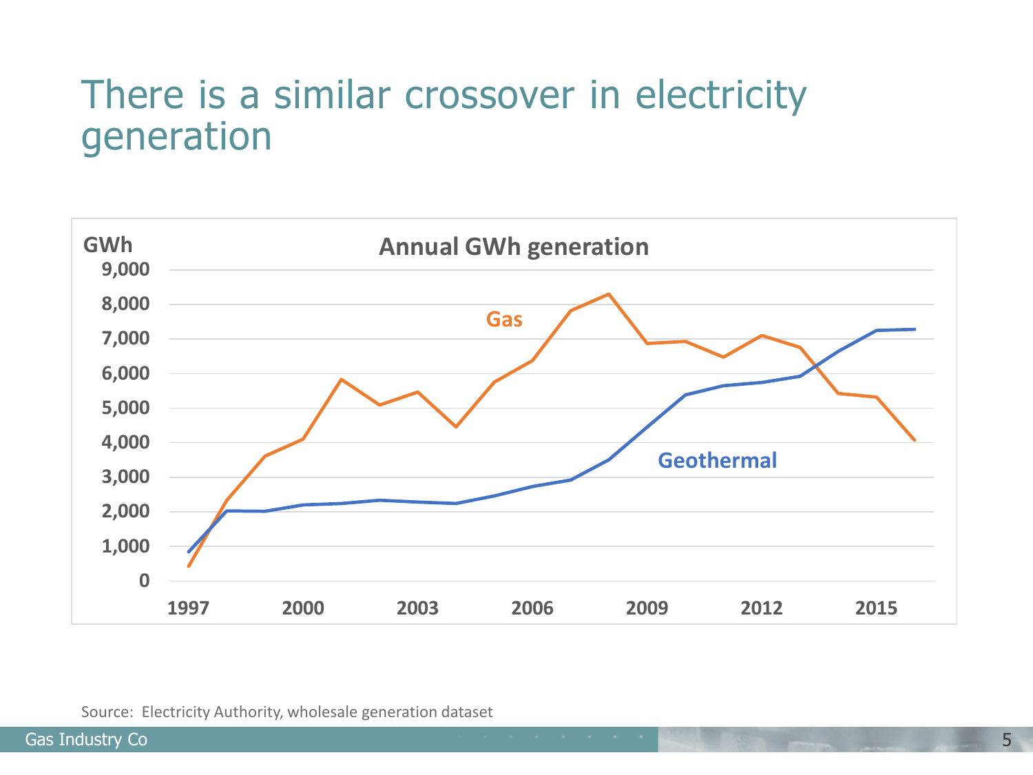# There is a similar crossover in electricity generation

**Annual GWh generation**

GWh

9,000
8,000
7,000
6,000
5,000
4,000
3,000
2,000
1,000
0

1997 2000 2003 2006 2009 2012 2015

Gas

Geothermal

Source: Electricity Authority, wholesale generation dataset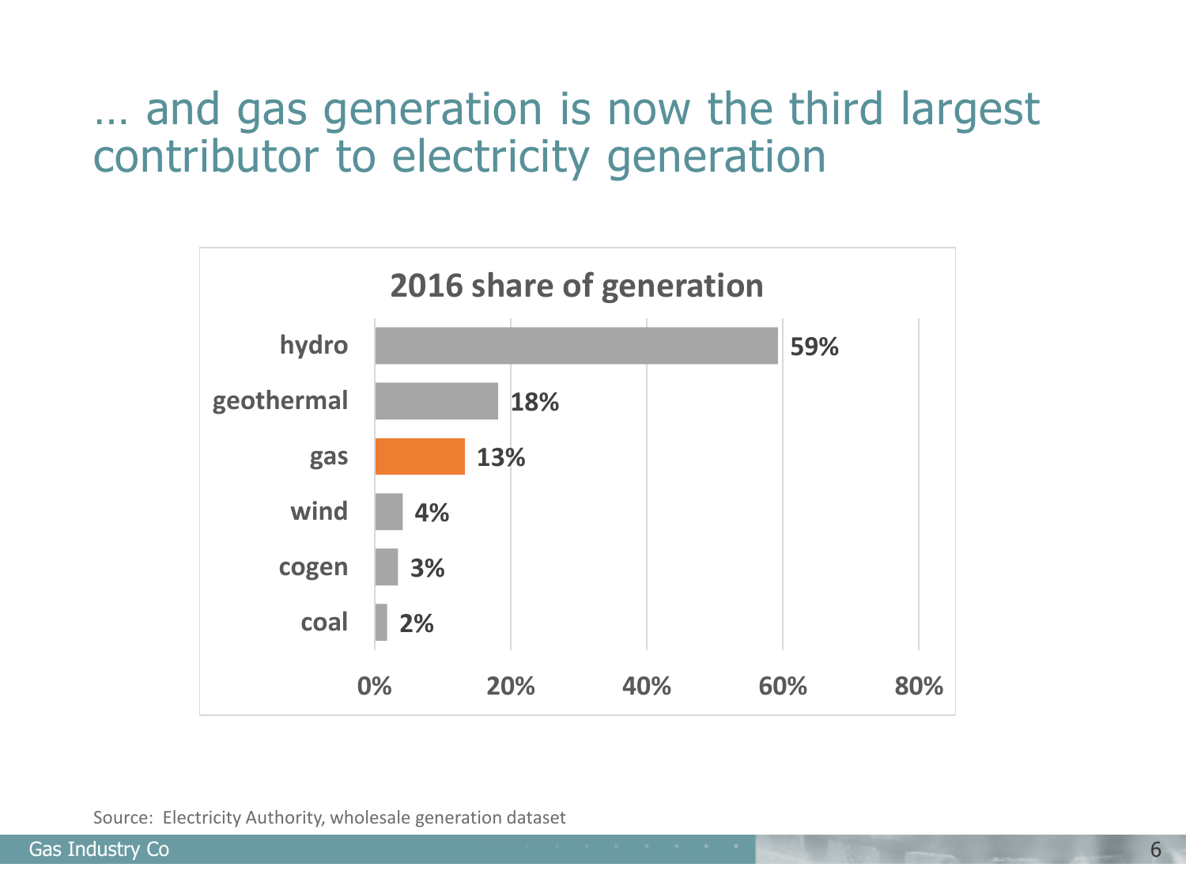# … and gas generation is now the third largest contributor to electricity generation

**2016 share of generation**

| Source | Share |
|---|---|
| hydro | 59% |
| geothermal | 18% |
| gas | 13% |
| wind | 4% |
| cogen | 3% |
| coal | 2% |

Source: Electricity Authority, wholesale generation dataset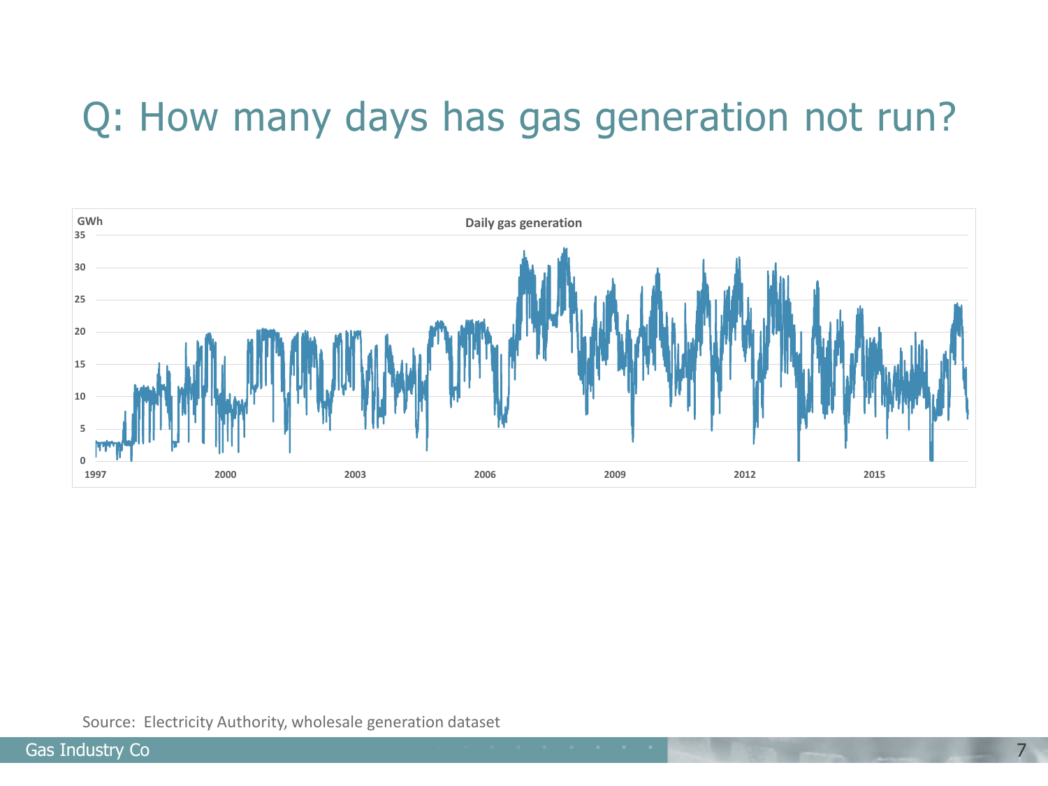# Q: How many days has gas generation not run?

Daily gas generation

GWh

35
30
25
20
15
10
5
0

1997 2000 2003 2006 2009 2012 2015

Source: Electricity Authority, wholesale generation dataset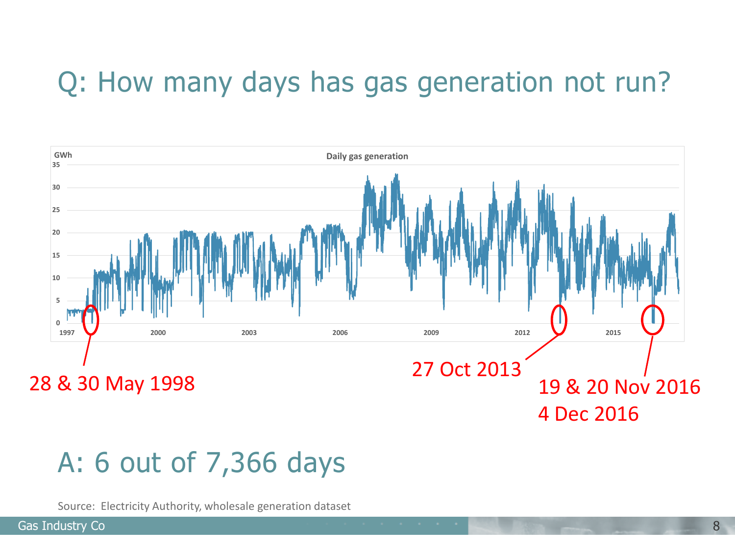# Q: How many days has gas generation not run?

**Daily gas generation**

GWh

28 & 30 May 1998

27 Oct 2013

19 & 20 Nov 2016
4 Dec 2016

## A: 6 out of 7,366 days

Source: Electricity Authority, wholesale generation dataset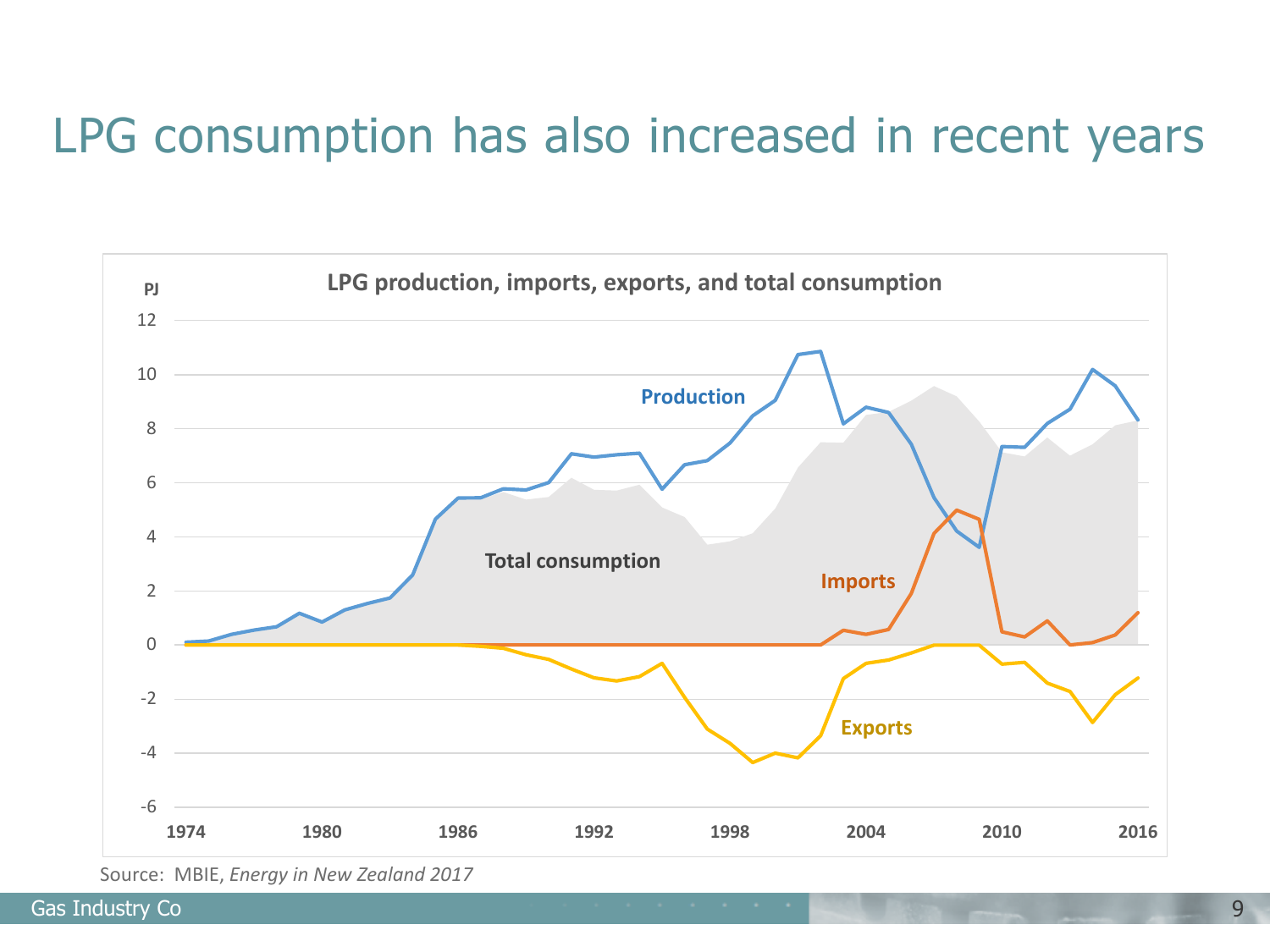# LPG consumption has also increased in recent years

**LPG production, imports, exports, and total consumption**

Source: MBIE, *Energy in New Zealand 2017*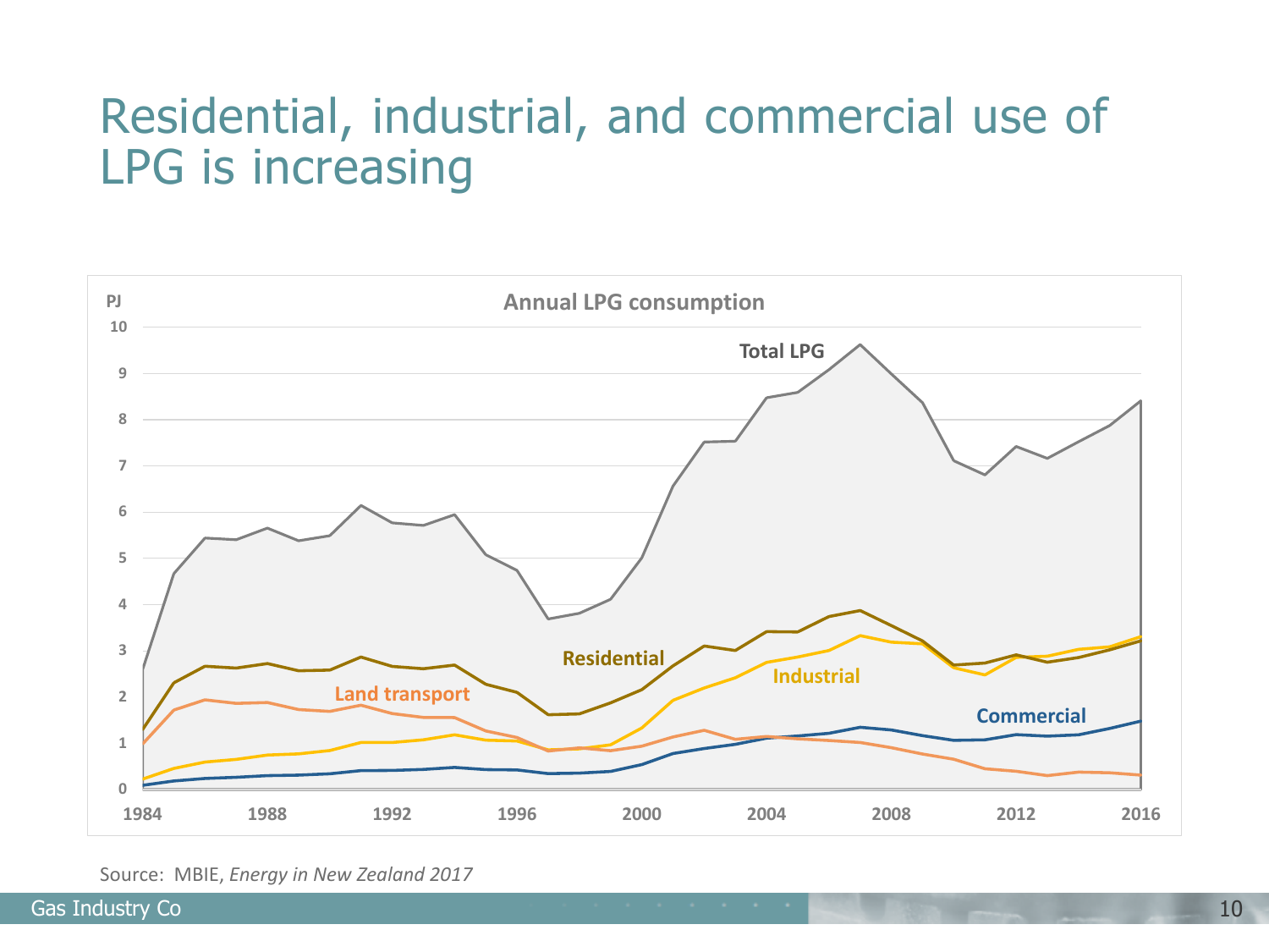# Residential, industrial, and commercial use of LPG is increasing

**Annual LPG consumption**

PJ

10
9
8
7
6
5
4
3
2
1
0

1984 1988 1992 1996 2000 2004 2008 2012 2016

Total LPG

Residential

Industrial

Land transport

Commercial

Source: MBIE, *Energy in New Zealand 2017*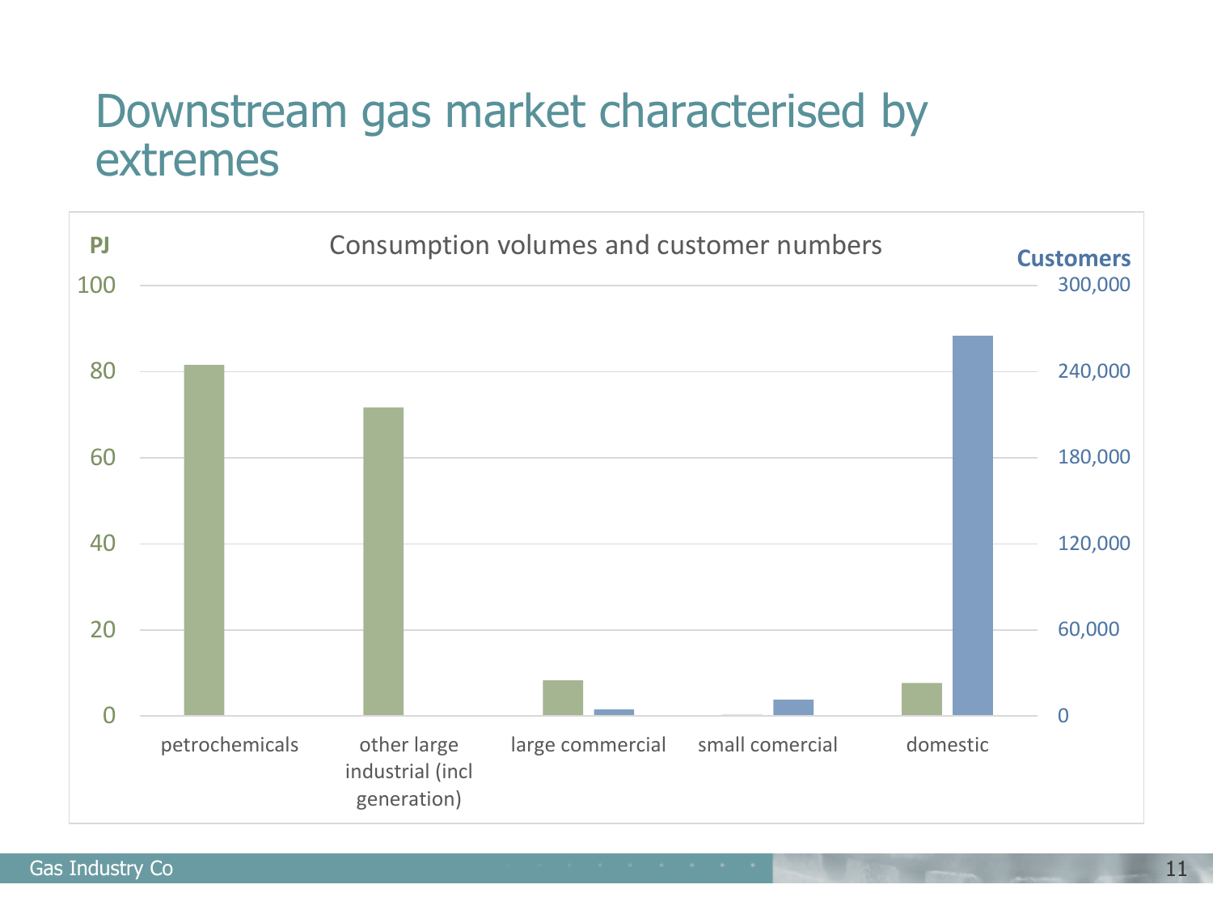# Downstream gas market characterised by extremes

Consumption volumes and customer numbers

PJ

Customers

| | PJ | Customers |
|---|---|---|
| petrochemicals | ~81 | |
| other large industrial (incl generation) | ~71 | |
| large commercial | ~8 | ~4,000 |
| small comercial | ~0 | ~11,000 |
| domestic | ~7 | ~265,000 |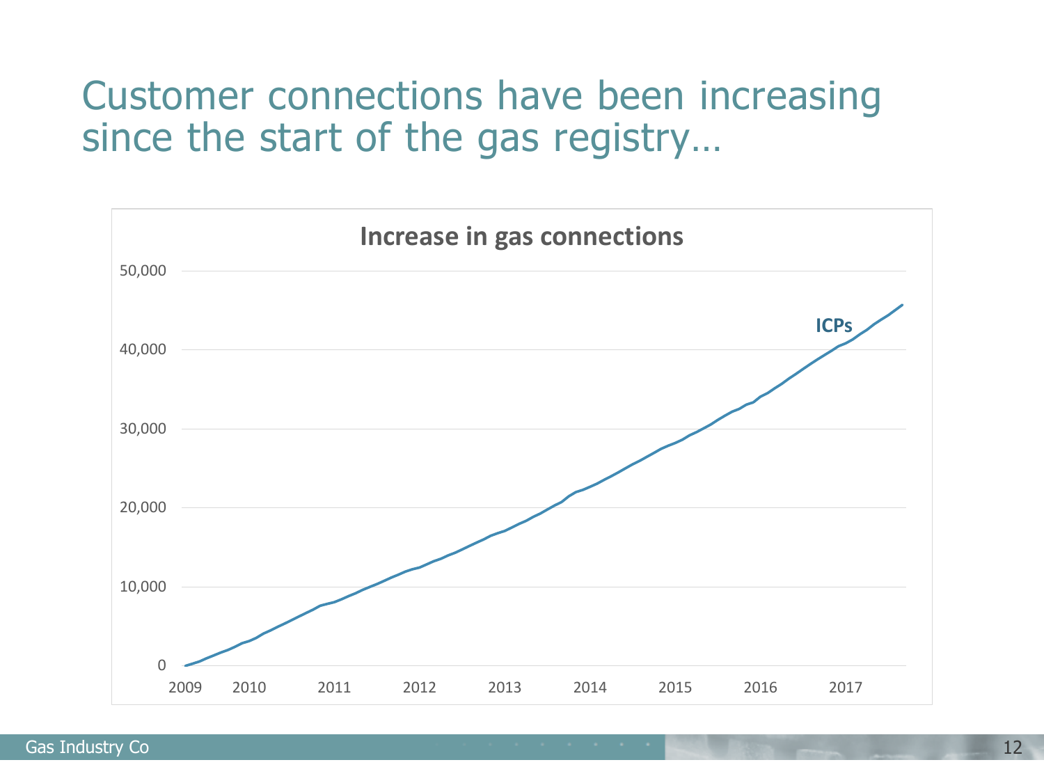# Customer connections have been increasing since the start of the gas registry…

**Increase in gas connections**

50,000
40,000
30,000
20,000
10,000
0

2009 2010 2011 2012 2013 2014 2015 2016 2017

ICPs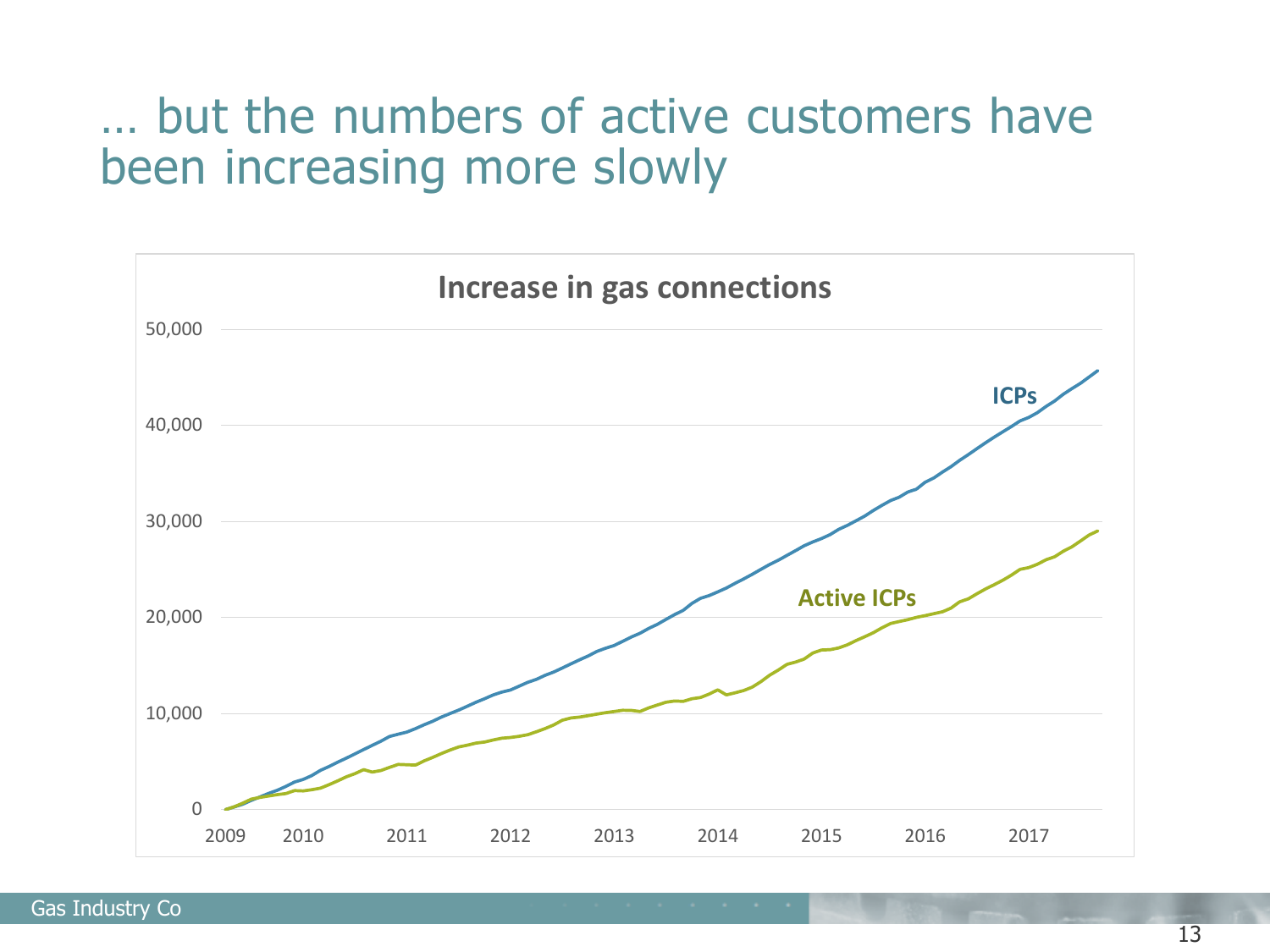# … but the numbers of active customers have been increasing more slowly

**Increase in gas connections**

50,000
40,000
30,000
20,000
10,000
0

2009 2010 2011 2012 2013 2014 2015 2016 2017

ICPs

Active ICPs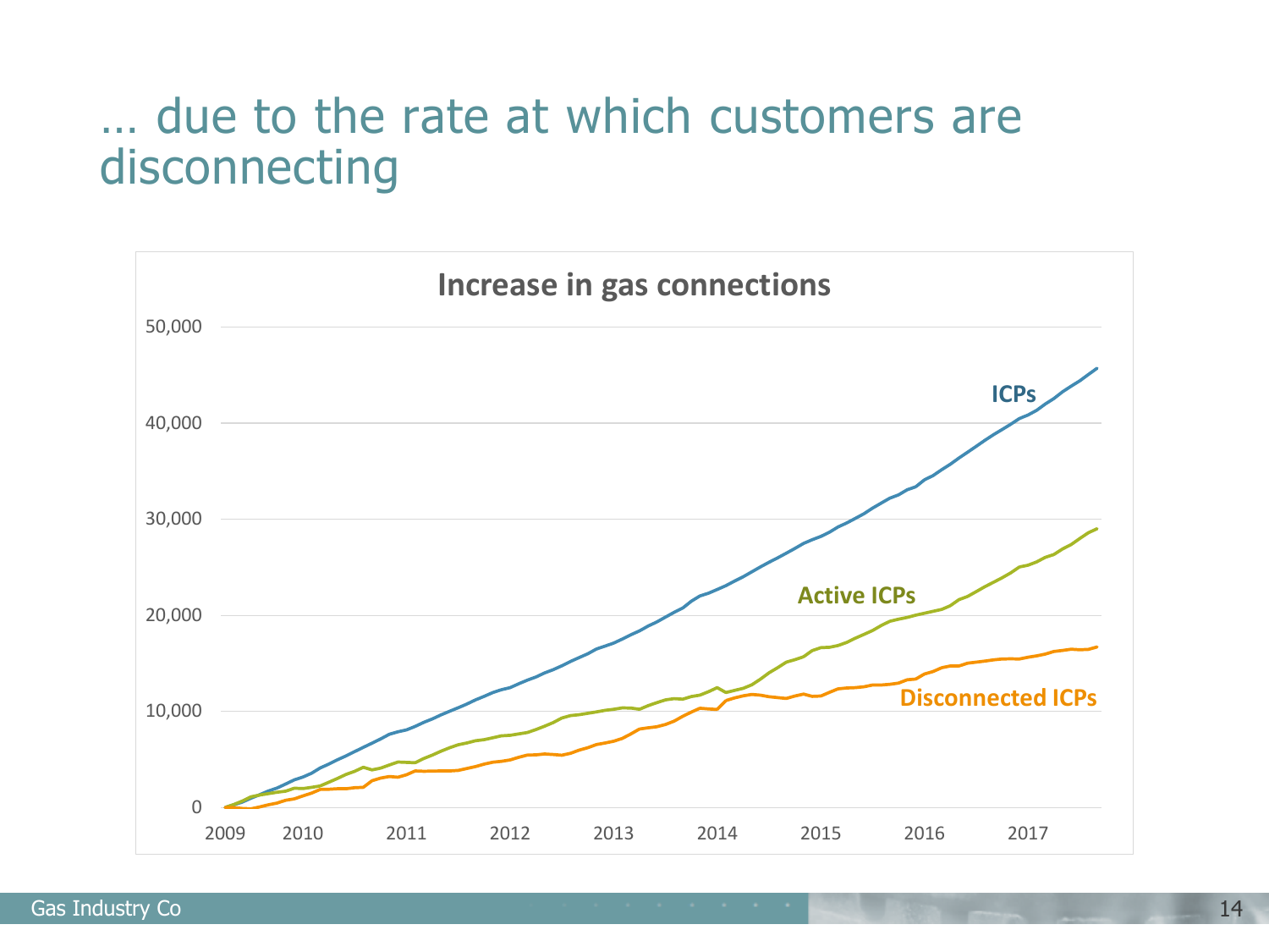# … due to the rate at which customers are disconnecting

**Increase in gas connections**

ICPs

Active ICPs

Disconnected ICPs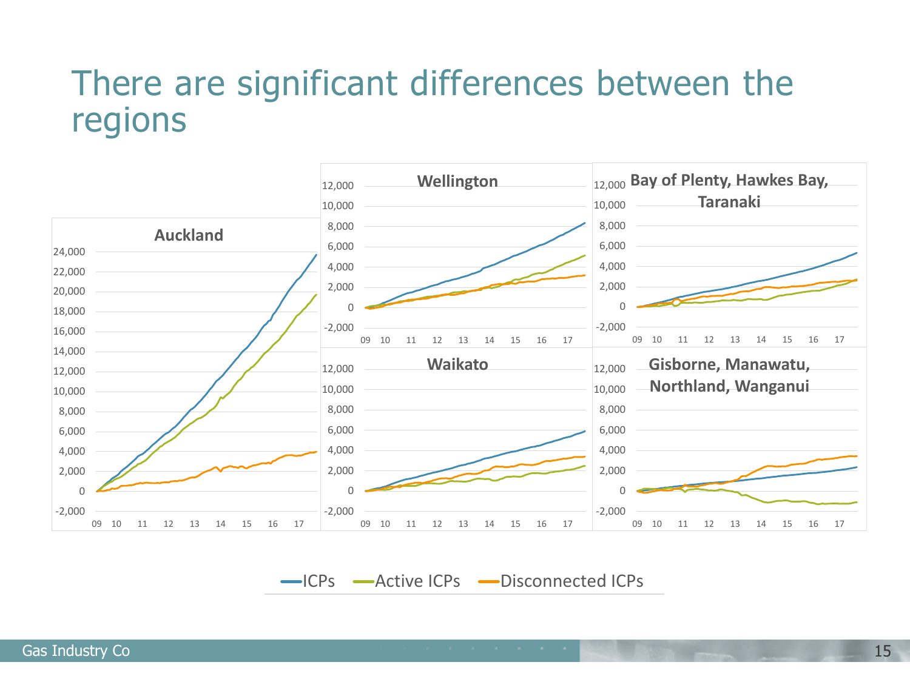# There are significant differences between the regions

**Auckland**

**Wellington**

**Bay of Plenty, Hawkes Bay, Taranaki**

**Waikato**

**Gisborne, Manawatu, Northland, Wanganui**

ICPs | Active ICPs | Disconnected ICPs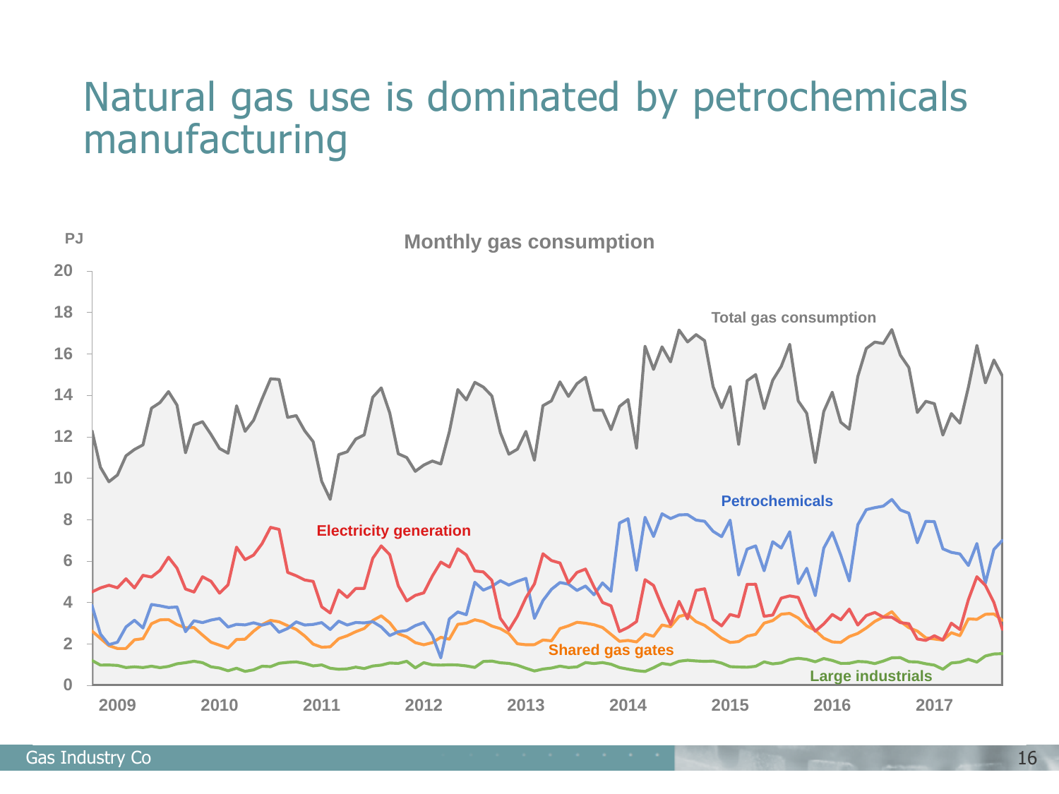# Natural gas use is dominated by petrochemicals manufacturing

**Monthly gas consumption**

PJ

20
18
16
14
12
10
8
6
4
2
0

2009 2010 2011 2012 2013 2014 2015 2016 2017

Total gas consumption

Petrochemicals

Electricity generation

Shared gas gates

Large industrials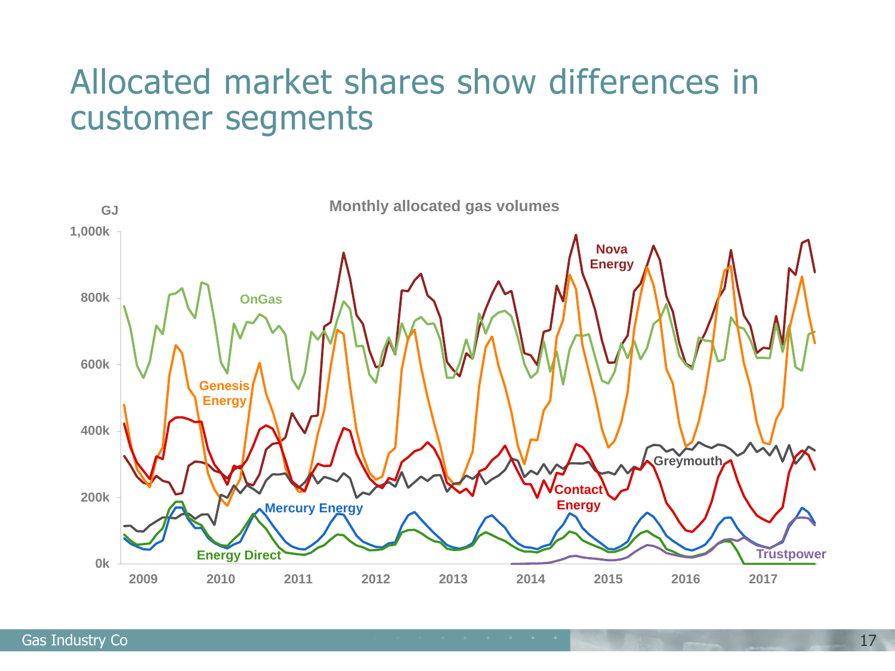# Allocated market shares show differences in customer segments

**Monthly allocated gas volumes**

GJ

1,000k
800k
600k
400k
200k
0k

2009 2010 2011 2012 2013 2014 2015 2016 2017

Nova Energy
OnGas
Genesis Energy
Greymouth
Contact Energy
Mercury Energy
Energy Direct
Trustpower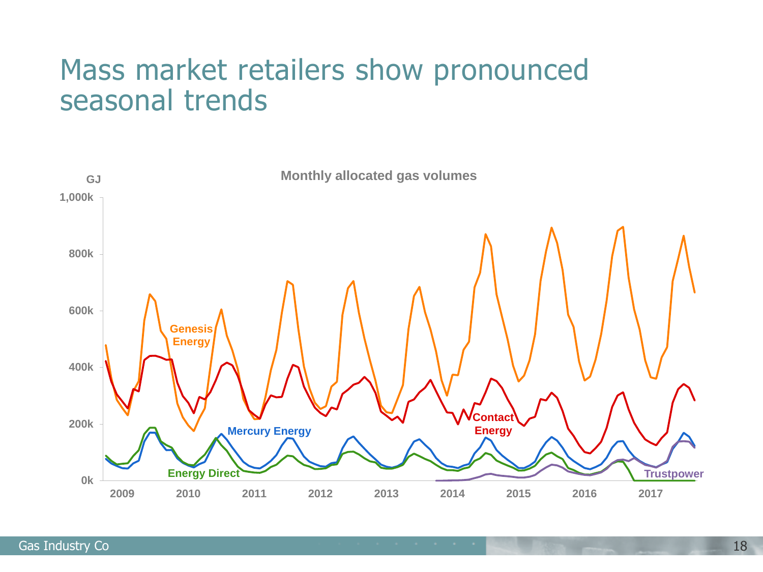# Mass market retailers show pronounced seasonal trends

**Monthly allocated gas volumes**

GJ

1,000k
800k
600k
400k
200k
0k

2009 2010 2011 2012 2013 2014 2015 2016 2017

Genesis Energy
Contact Energy
Mercury Energy
Energy Direct
Trustpower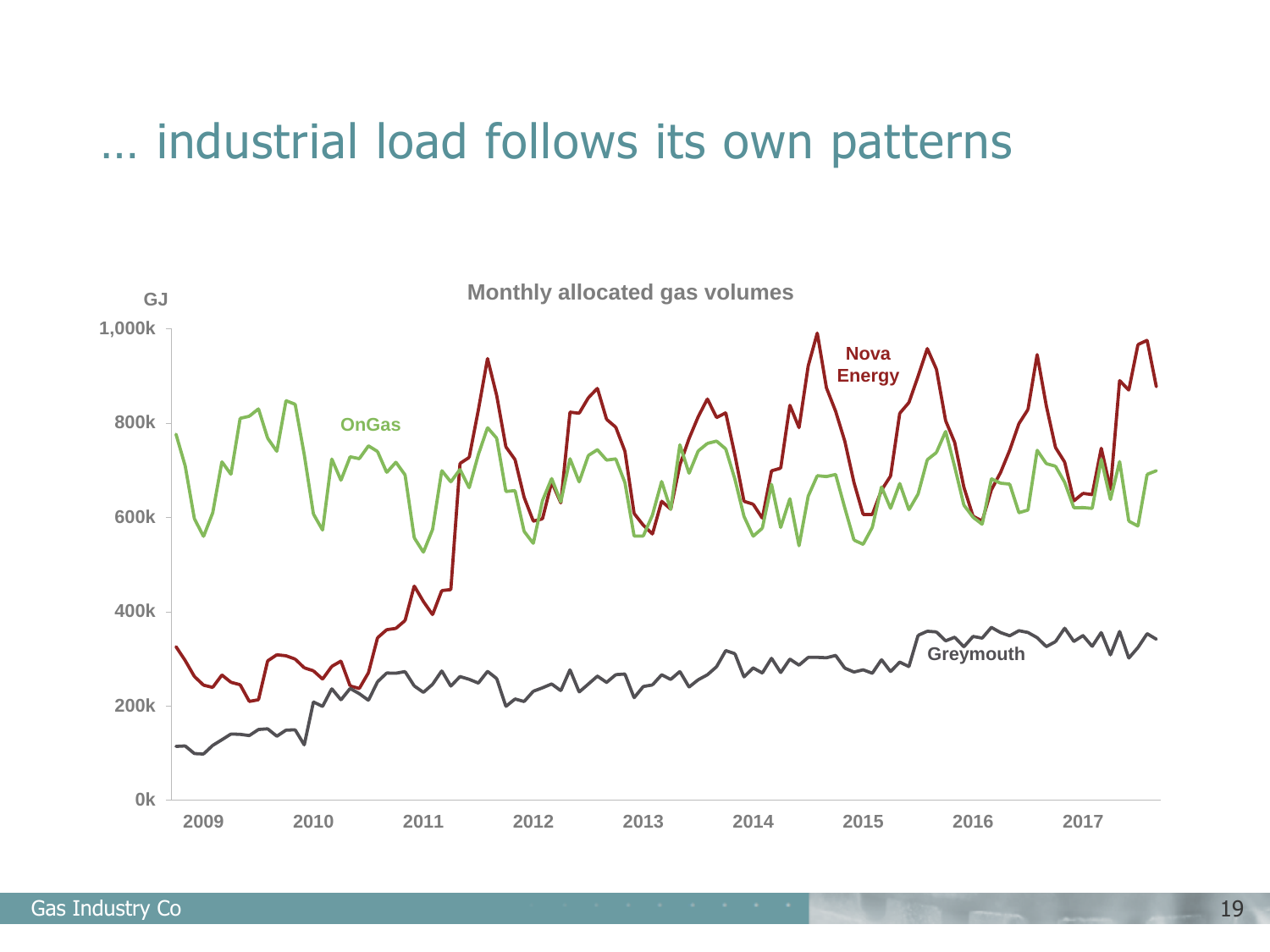# … industrial load follows its own patterns

**Monthly allocated gas volumes**

GJ

1,000k
800k
600k
400k
200k
0k

2009 2010 2011 2012 2013 2014 2015 2016 2017

Nova Energy

OnGas

Greymouth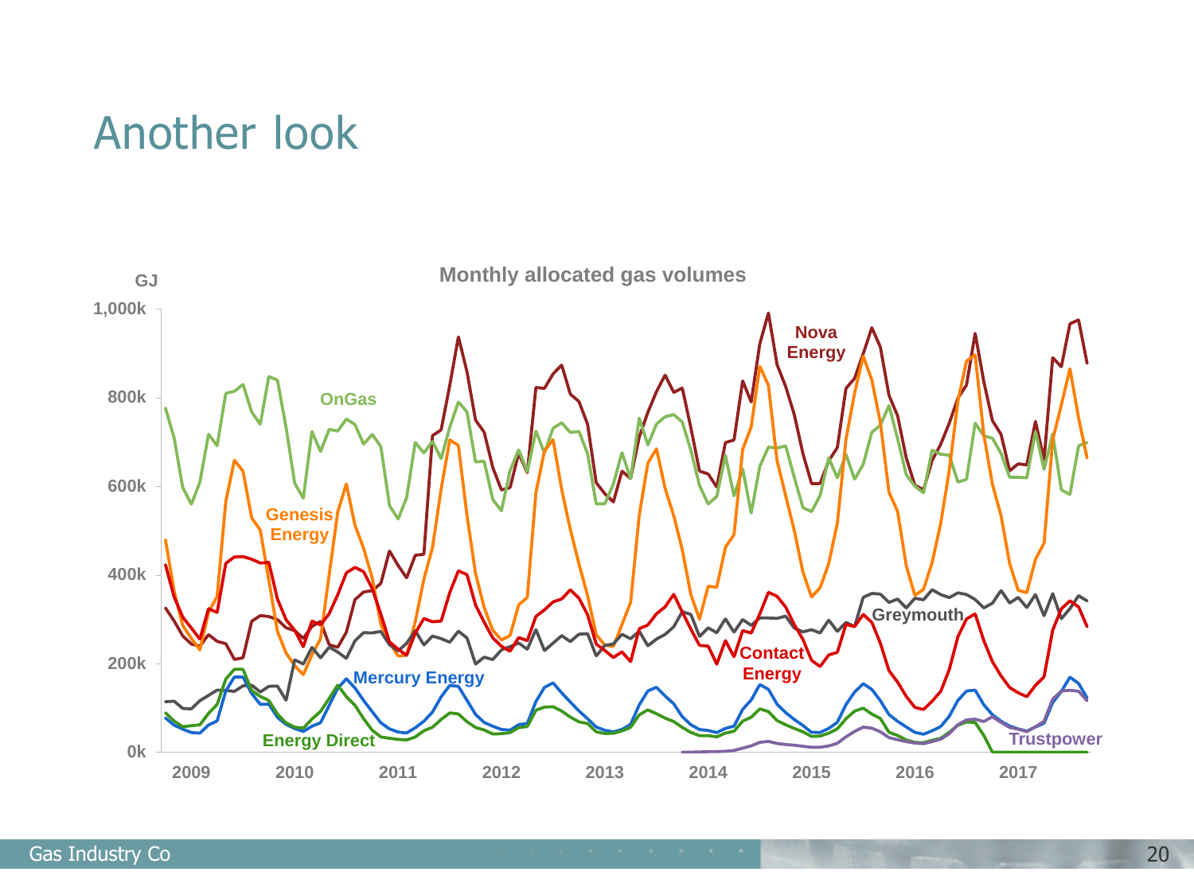# Another look

**Monthly allocated gas volumes**

GJ

1,000k
800k
600k
400k
200k
0k

2009 2010 2011 2012 2013 2014 2015 2016 2017

Nova Energy
OnGas
Genesis Energy
Greymouth
Contact Energy
Mercury Energy
Energy Direct
Trustpower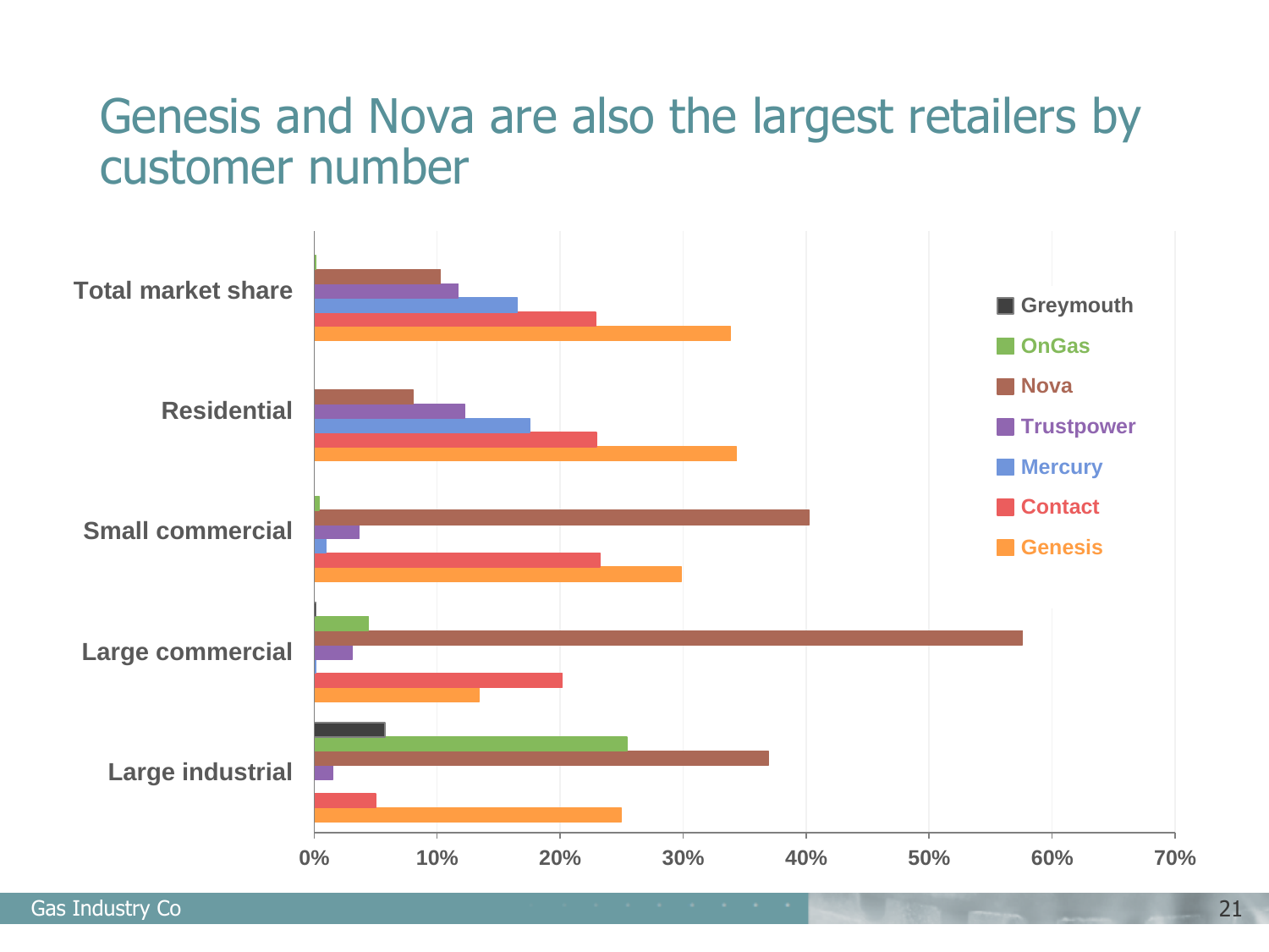# Genesis and Nova are also the largest retailers by customer number

Greymouth
OnGas
Nova
Trustpower
Mercury
Contact
Genesis

Total market share
Residential
Small commercial
Large commercial
Large industrial

0% 10% 20% 30% 40% 50% 60% 70%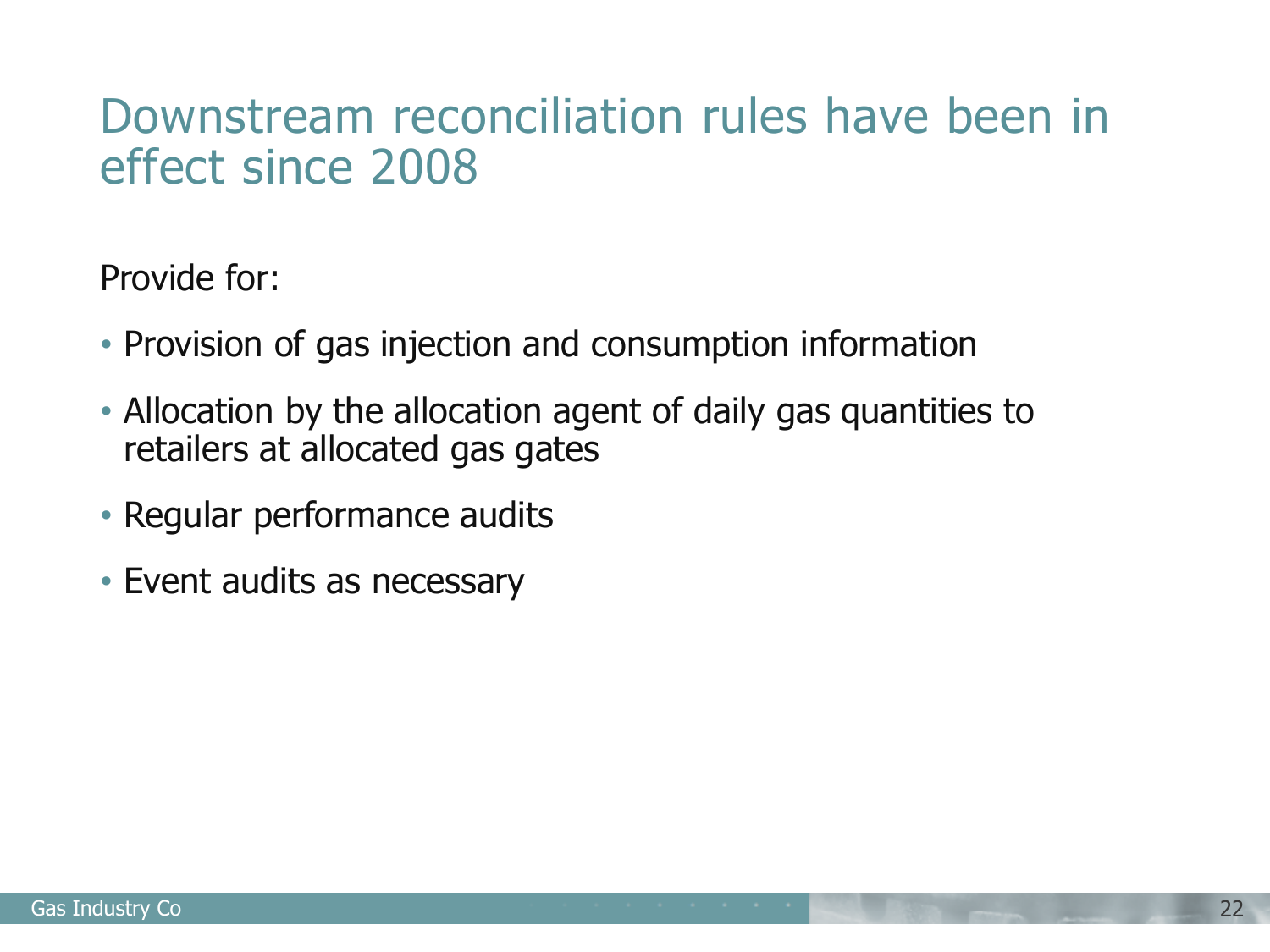# Downstream reconciliation rules have been in effect since 2008

Provide for:

- Provision of gas injection and consumption information
- Allocation by the allocation agent of daily gas quantities to retailers at allocated gas gates
- Regular performance audits
- Event audits as necessary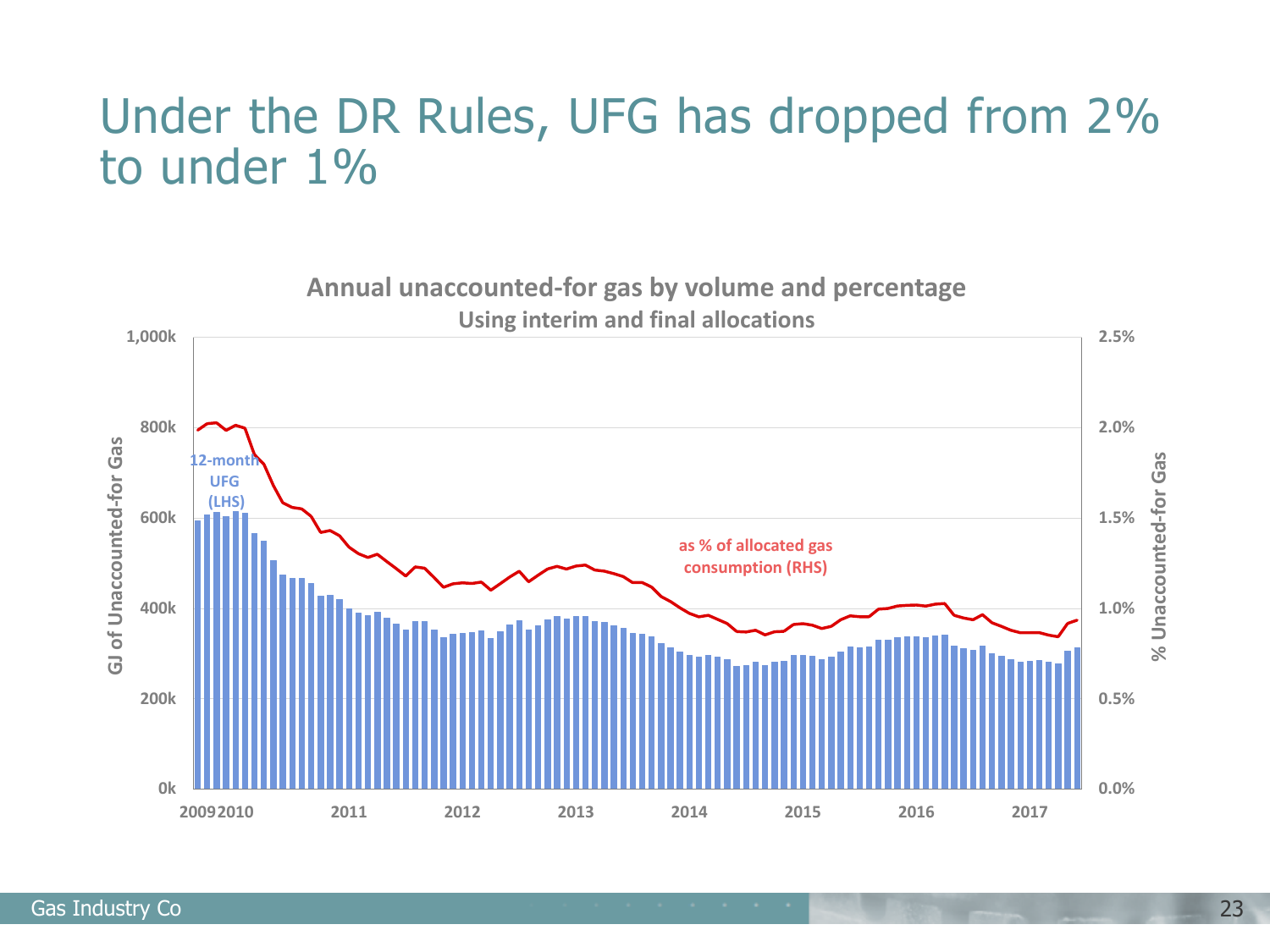# Under the DR Rules, UFG has dropped from 2% to under 1%

**Annual unaccounted-for gas by volume and percentage**

**Using interim and final allocations**

- Left axis: GJ of Unaccounted-for Gas (0k – 1,000k)
- Right axis: % Unaccounted-for Gas (0.0% – 2.5%)
- 12-month UFG (LHS)
- as % of allocated gas consumption (RHS)
- Years: 2009, 2010, 2011, 2012, 2013, 2014, 2015, 2016, 2017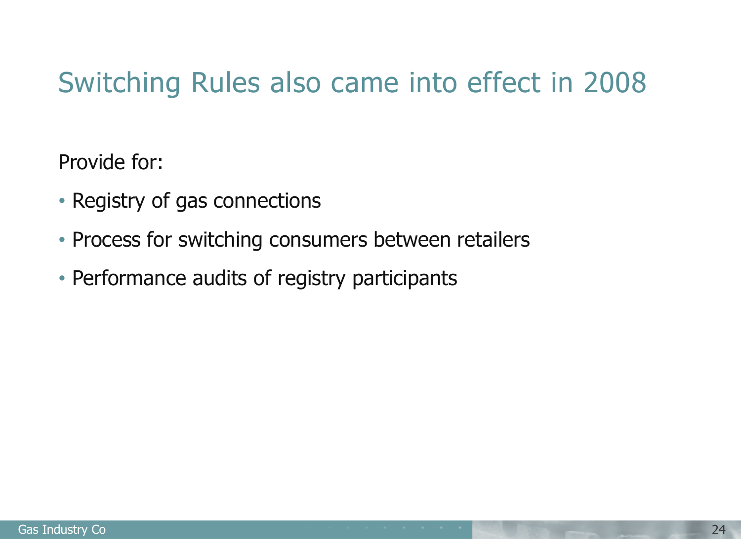# Switching Rules also came into effect in 2008

Provide for:

- Registry of gas connections
- Process for switching consumers between retailers
- Performance audits of registry participants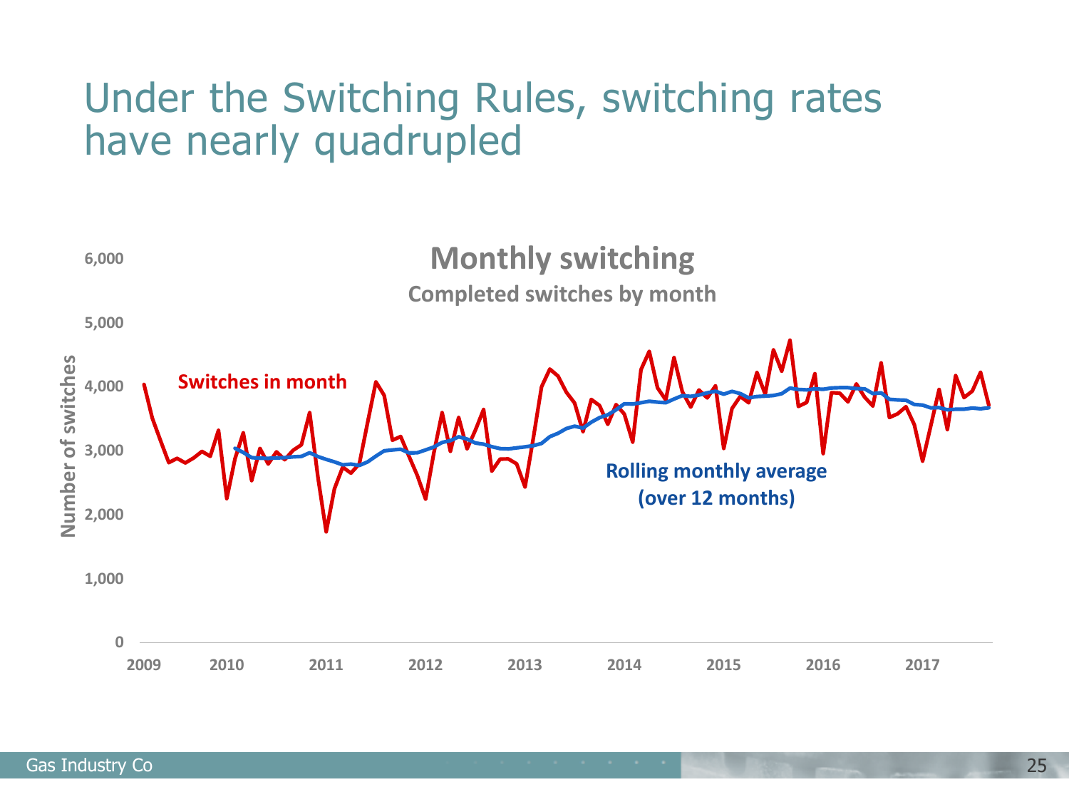# Under the Switching Rules, switching rates have nearly quadrupled

**Monthly switching**

**Completed switches by month**

Number of switches

6,000
5,000
4,000
3,000
2,000
1,000
0

2009 2010 2011 2012 2013 2014 2015 2016 2017

**Switches in month**

**Rolling monthly average (over 12 months)**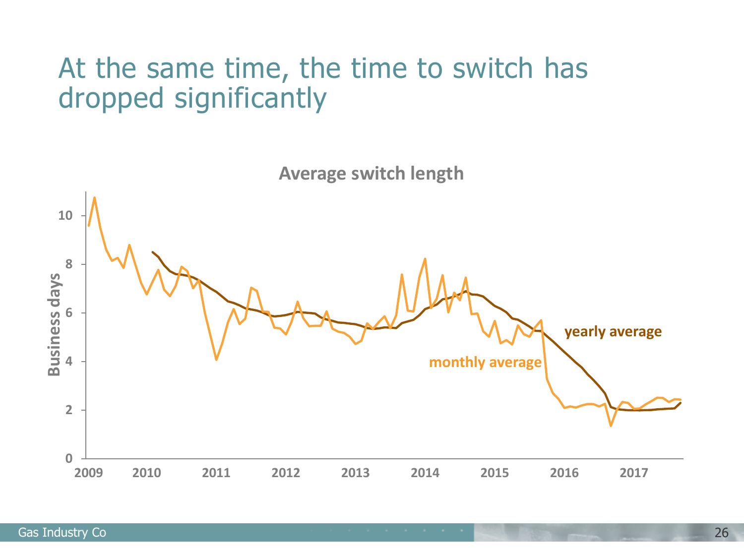# At the same time, the time to switch has dropped significantly

**Average switch length**

Business days

yearly average

monthly average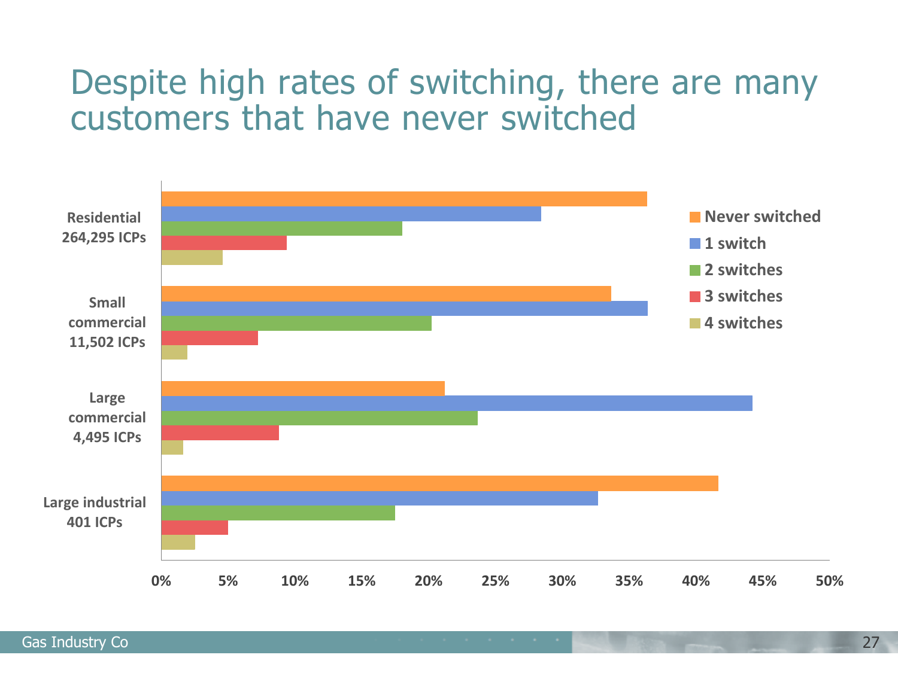# Despite high rates of switching, there are many customers that have never switched

Residential 264,295 ICPs

Small commercial 11,502 ICPs

Large commercial 4,495 ICPs

Large industrial 401 ICPs

0% 5% 10% 15% 20% 25% 30% 35% 40% 45% 50%

- Never switched
- 1 switch
- 2 switches
- 3 switches
- 4 switches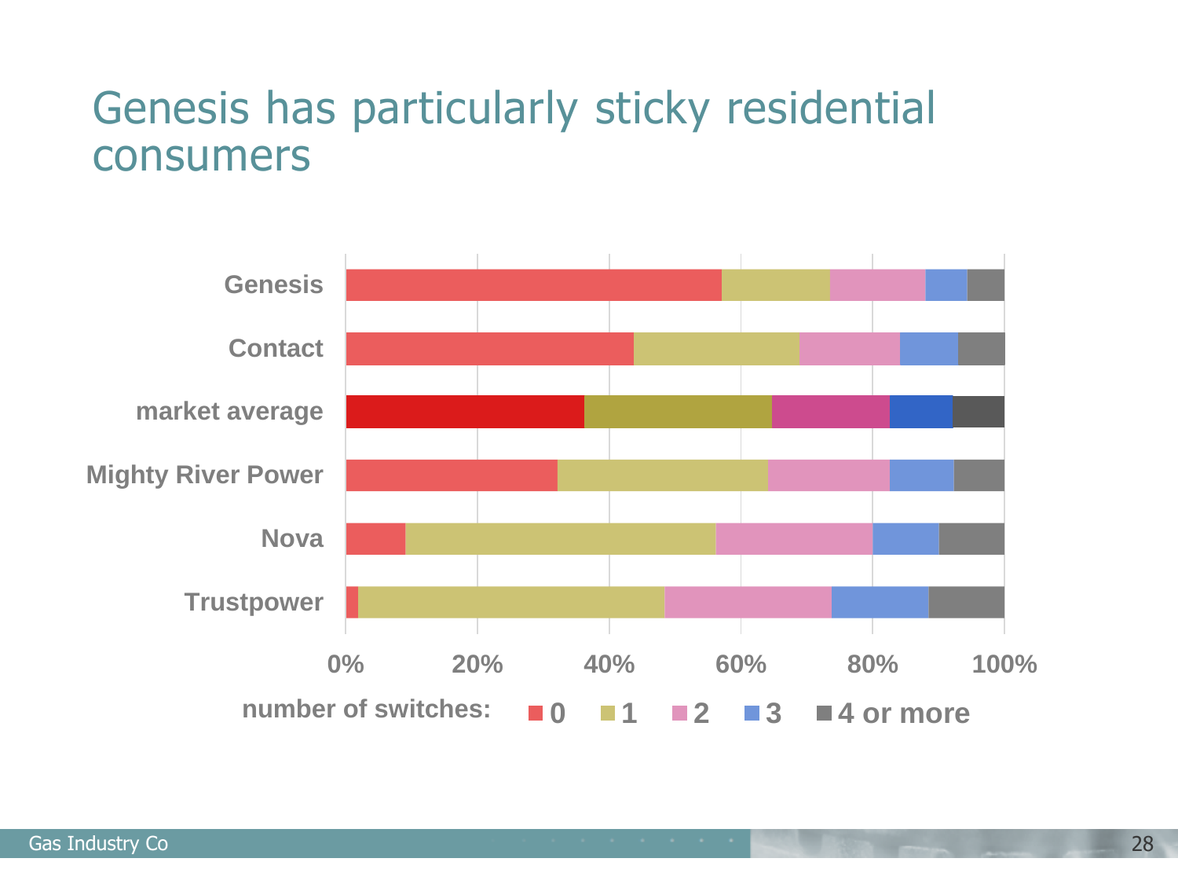# Genesis has particularly sticky residential consumers

Genesis

Contact

market average

Mighty River Power

Nova

Trustpower

0% 20% 40% 60% 80% 100%

number of switches: 0 1 2 3 4 or more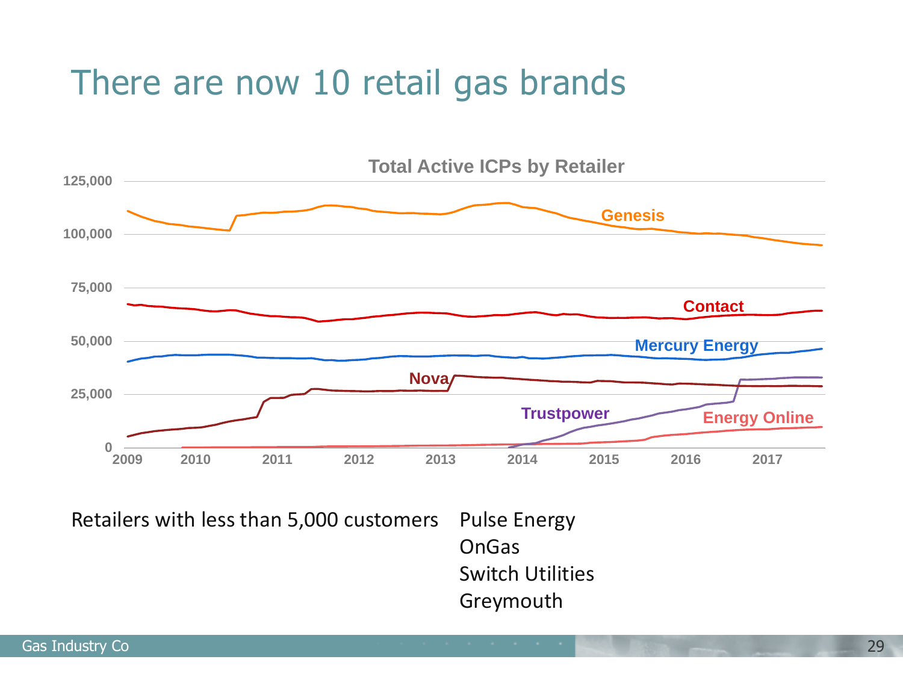# There are now 10 retail gas brands

**Total Active ICPs by Retailer**

Genesis
Contact
Mercury Energy
Nova
Trustpower
Energy Online

125,000
100,000
75,000
50,000
25,000
0

2009 2010 2011 2012 2013 2014 2015 2016 2017

Retailers with less than 5,000 customers

- Pulse Energy
- OnGas
- Switch Utilities
- Greymouth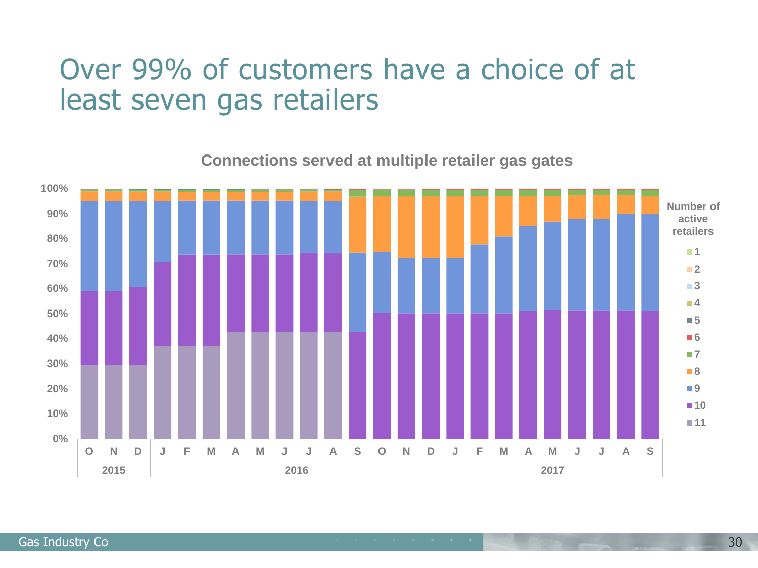# Over 99% of customers have a choice of at least seven gas retailers

**Connections served at multiple retailer gas gates**

Number of active retailers: 1, 2, 3, 4, 5, 6, 7, 8, 9, 10, 11

100%, 90%, 80%, 70%, 60%, 50%, 40%, 30%, 20%, 10%, 0%

O N D (2015) | J F M A M J J A S O N D (2016) | J F M A M J J A S (2017)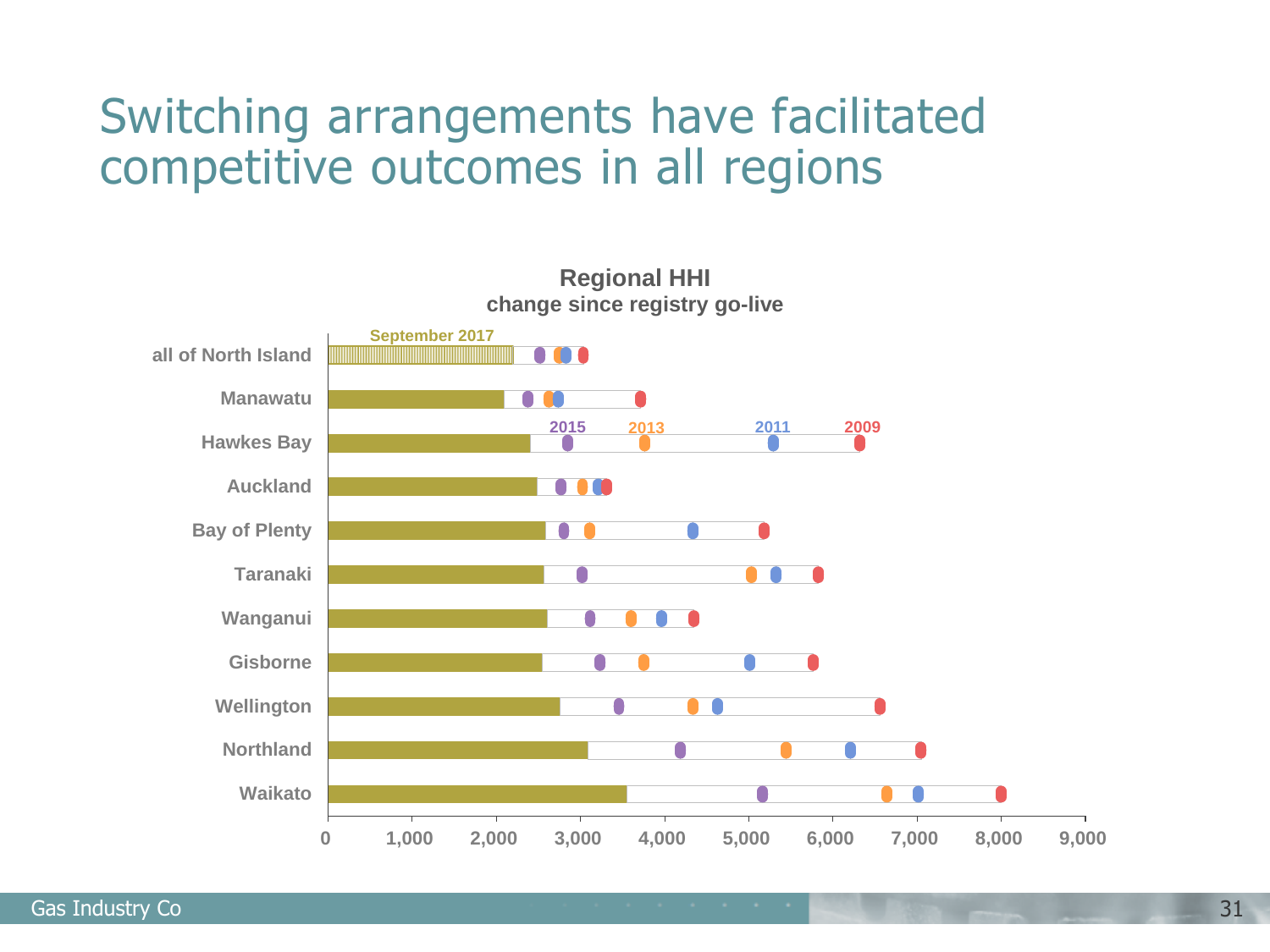# Switching arrangements have facilitated competitive outcomes in all regions

**Regional HHI**
**change since registry go-live**

September 2017

all of North Island
Manawatu
Hawkes Bay
Auckland
Bay of Plenty
Taranaki
Wanganui
Gisborne
Wellington
Northland
Waikato

2015 2013 2011 2009

0 1,000 2,000 3,000 4,000 5,000 6,000 7,000 8,000 9,000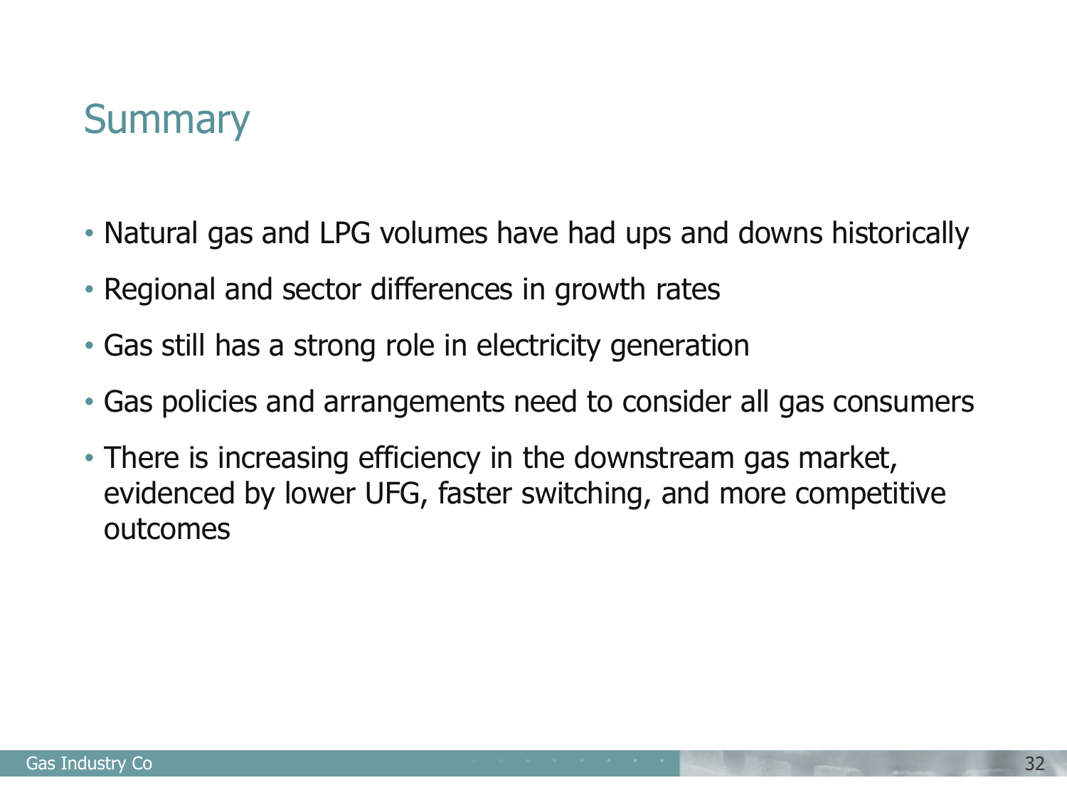# Summary

- Natural gas and LPG volumes have had ups and downs historically
- Regional and sector differences in growth rates
- Gas still has a strong role in electricity generation
- Gas policies and arrangements need to consider all gas consumers
- There is increasing efficiency in the downstream gas market, evidenced by lower UFG, faster switching, and more competitive outcomes